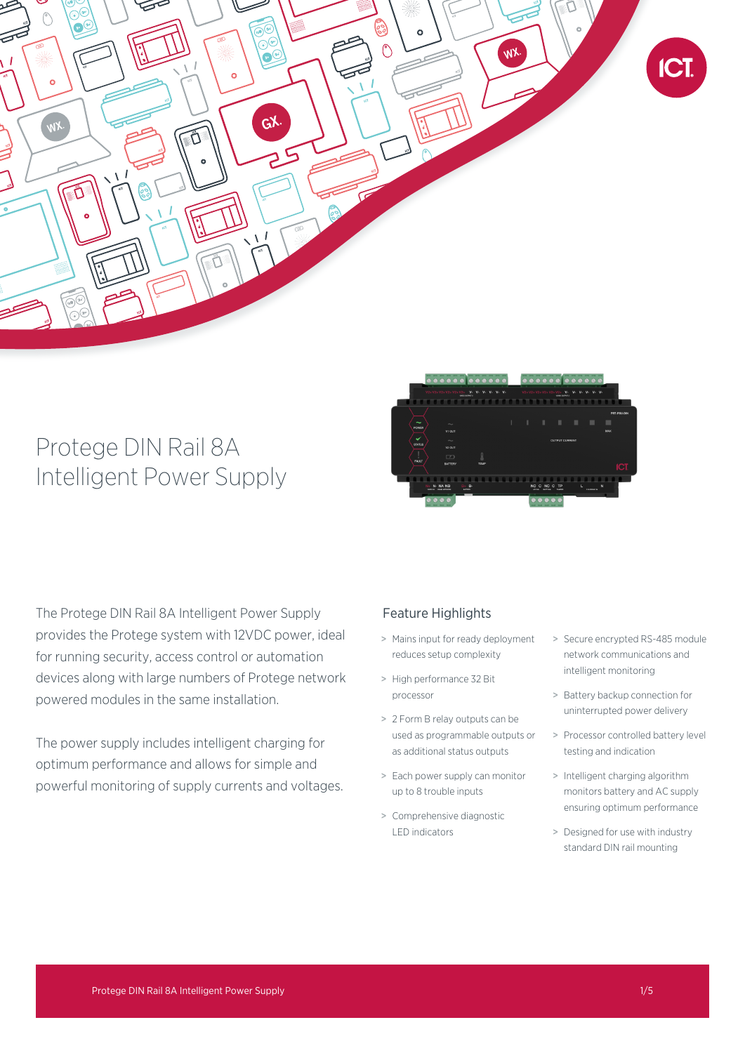# Protege DIN Rail 8A Intelligent Power Supply

The Protege DIN Rail 8A Intelligent Power Supply provides the Protege system with 12VDC power, ideal for running security, access control or automation devices along with large numbers of Protege network powered modules in the same installation.

The power supply includes intelligent charging for optimum performance and allows for simple and powerful monitoring of supply currents and voltages.

## Feature Highlights

> Mains input for ready deployment reduces setup complexity

> High performance 32 Bit processor

> 2 Form B relay outputs can be used as programmable outputs or as additional status outputs

> Each power supply can monitor up to 8 trouble inputs

> Comprehensive diagnostic LED indicators

> Secure encrypted RS-485 module network communications and intelligent monitoring

> Battery backup connection for uninterrupted power delivery

> Processor controlled battery level testing and indication

> Intelligent charging algorithm monitors battery and AC supply ensuring optimum performance

> Designed for use with industry standard DIN rail mounting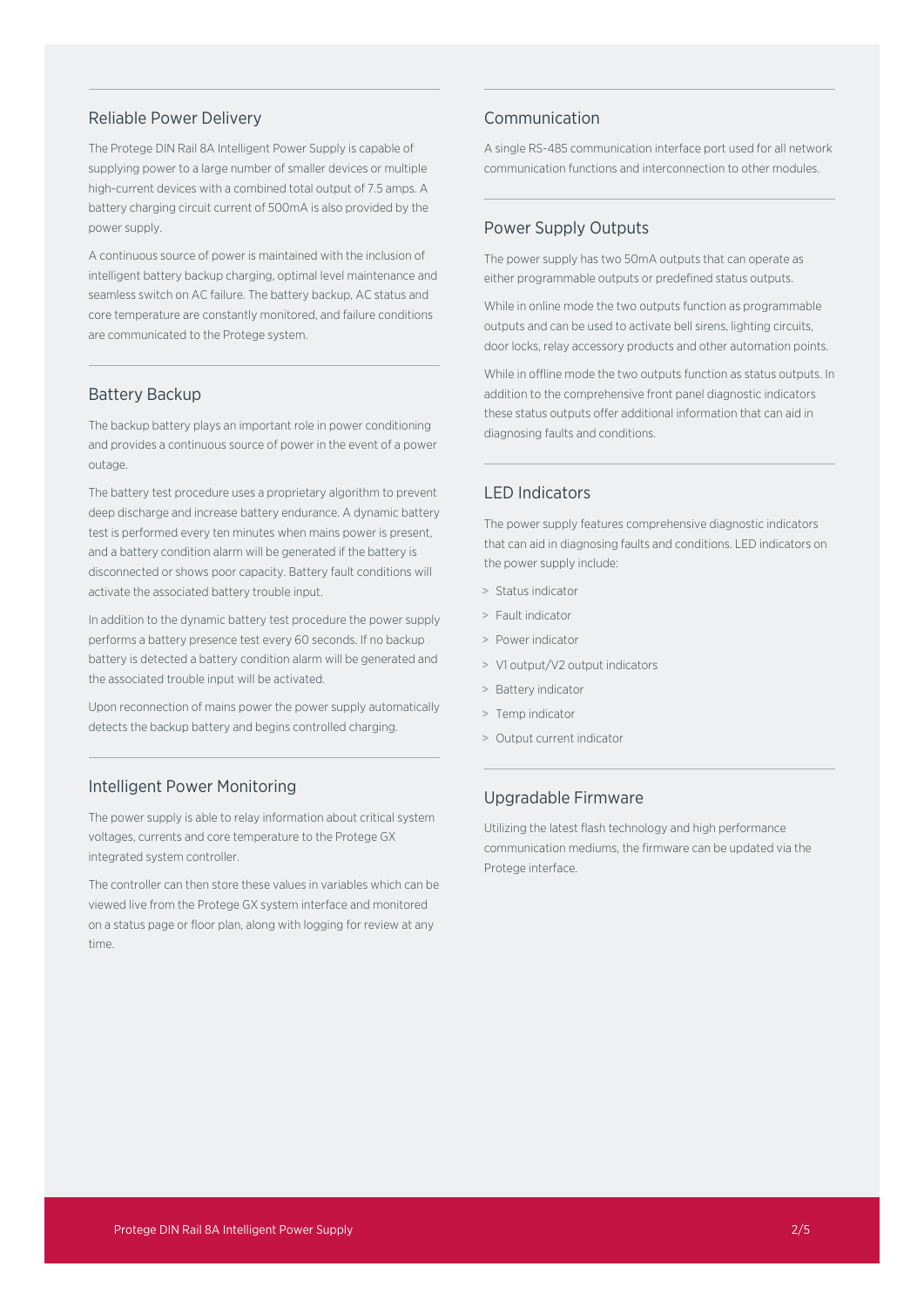## Reliable Power Delivery

The Protege DIN Rail 8A Intelligent Power Supply is capable of supplying power to a large number of smaller devices or multiple high-current devices with a combined total output of 7.5 amps. A battery charging circuit current of 500mA is also provided by the power supply.

A continuous source of power is maintained with the inclusion of intelligent battery backup charging, optimal level maintenance and seamless switch on AC failure. The battery backup, AC status and core temperature are constantly monitored, and failure conditions are communicated to the Protege system.

## Battery Backup

The backup battery plays an important role in power conditioning and provides a continuous source of power in the event of a power outage.

The battery test procedure uses a proprietary algorithm to prevent deep discharge and increase battery endurance. A dynamic battery test is performed every ten minutes when mains power is present, and a battery condition alarm will be generated if the battery is disconnected or shows poor capacity. Battery fault conditions will activate the associated battery trouble input.

In addition to the dynamic battery test procedure the power supply performs a battery presence test every 60 seconds. If no backup battery is detected a battery condition alarm will be generated and the associated trouble input will be activated.

Upon reconnection of mains power the power supply automatically detects the backup battery and begins controlled charging.

## Intelligent Power Monitoring

The power supply is able to relay information about critical system voltages, currents and core temperature to the Protege GX integrated system controller.

The controller can then store these values in variables which can be viewed live from the Protege GX system interface and monitored on a status page or floor plan, along with logging for review at any time.

## Communication

A single RS-485 communication interface port used for all network communication functions and interconnection to other modules.

## Power Supply Outputs

The power supply has two 50mA outputs that can operate as either programmable outputs or predefined status outputs.

While in online mode the two outputs function as programmable outputs and can be used to activate bell sirens, lighting circuits, door locks, relay accessory products and other automation points.

While in offline mode the two outputs function as status outputs. In addition to the comprehensive front panel diagnostic indicators these status outputs offer additional information that can aid in diagnosing faults and conditions.

## LED Indicators

The power supply features comprehensive diagnostic indicators that can aid in diagnosing faults and conditions. LED indicators on the power supply include:

- Status indicator
- Fault indicator
- Power indicator
- V1 output/V2 output indicators
- Battery indicator
- Temp indicator
- Output current indicator

## Upgradable Firmware

Utilizing the latest flash technology and high performance communication mediums, the firmware can be updated via the Protege interface.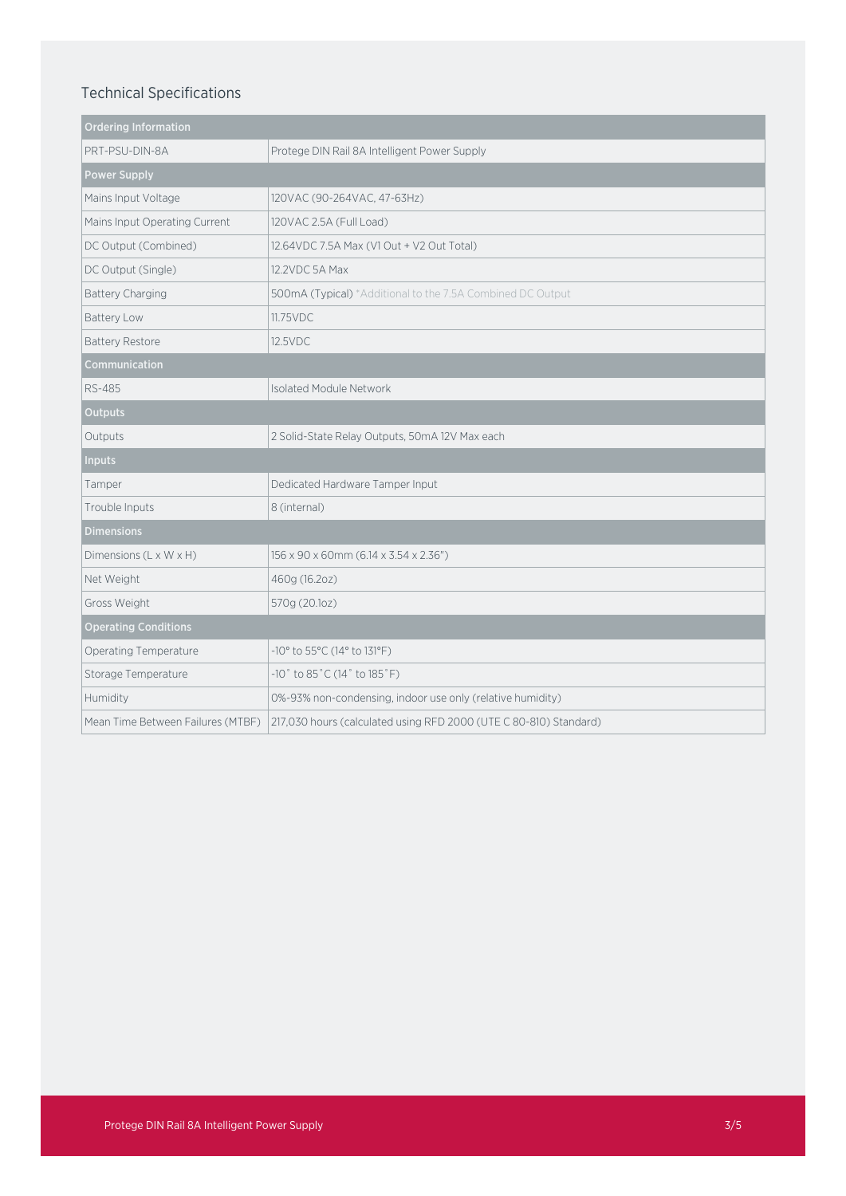## Technical Specifications

| Ordering Information | |
|---|---|
| PRT-PSU-DIN-8A | Protege DIN Rail 8A Intelligent Power Supply |
| **Power Supply** | |
| Mains Input Voltage | 120VAC (90-264VAC, 47-63Hz) |
| Mains Input Operating Current | 120VAC 2.5A (Full Load) |
| DC Output (Combined) | 12.64VDC 7.5A Max (V1 Out + V2 Out Total) |
| DC Output (Single) | 12.2VDC 5A Max |
| Battery Charging | 500mA (Typical) *Additional to the 7.5A Combined DC Output |
| Battery Low | 11.75VDC |
| Battery Restore | 12.5VDC |
| **Communication** | |
| RS-485 | Isolated Module Network |
| **Outputs** | |
| Outputs | 2 Solid-State Relay Outputs, 50mA 12V Max each |
| **Inputs** | |
| Tamper | Dedicated Hardware Tamper Input |
| Trouble Inputs | 8 (internal) |
| **Dimensions** | |
| Dimensions (L x W x H) | 156 x 90 x 60mm (6.14 x 3.54 x 2.36") |
| Net Weight | 460g (16.2oz) |
| Gross Weight | 570g (20.1oz) |
| **Operating Conditions** | |
| Operating Temperature | -10° to 55°C (14° to 131°F) |
| Storage Temperature | -10˚ to 85˚C (14˚ to 185˚F) |
| Humidity | 0%-93% non-condensing, indoor use only (relative humidity) |
| Mean Time Between Failures (MTBF) | 217,030 hours (calculated using RFD 2000 (UTE C 80-810) Standard) |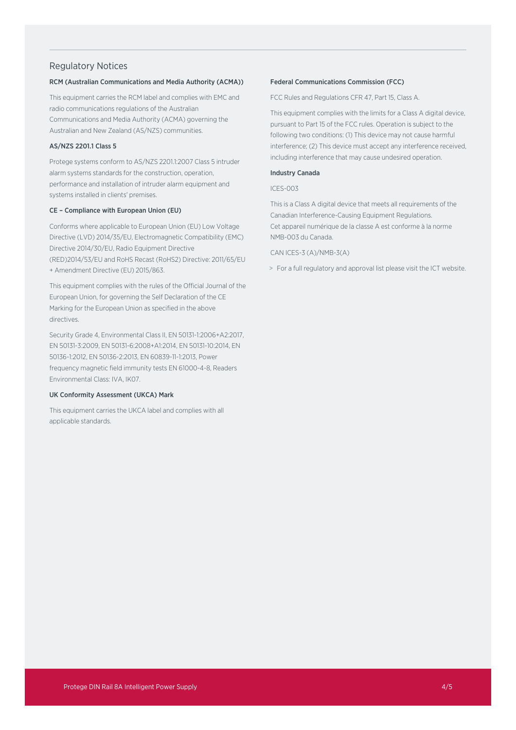## Regulatory Notices

### RCM (Australian Communications and Media Authority (ACMA))

This equipment carries the RCM label and complies with EMC and radio communications regulations of the Australian Communications and Media Authority (ACMA) governing the Australian and New Zealand (AS/NZS) communities.

### AS/NZS 2201.1 Class 5

Protege systems conform to AS/NZS 2201.1:2007 Class 5 intruder alarm systems standards for the construction, operation, performance and installation of intruder alarm equipment and systems installed in clients' premises.

### CE – Compliance with European Union (EU)

Conforms where applicable to European Union (EU) Low Voltage Directive (LVD) 2014/35/EU, Electromagnetic Compatibility (EMC) Directive 2014/30/EU, Radio Equipment Directive (RED)2014/53/EU and RoHS Recast (RoHS2) Directive: 2011/65/EU + Amendment Directive (EU) 2015/863.

This equipment complies with the rules of the Official Journal of the European Union, for governing the Self Declaration of the CE Marking for the European Union as specified in the above directives.

Security Grade 4, Environmental Class II, EN 50131-1:2006+A2:2017, EN 50131-3:2009, EN 50131-6:2008+A1:2014, EN 50131-10:2014, EN 50136-1:2012, EN 50136-2:2013, EN 60839-11-1:2013, Power frequency magnetic field immunity tests EN 61000-4-8, Readers Environmental Class: IVA, IK07.

### UK Conformity Assessment (UKCA) Mark

This equipment carries the UKCA label and complies with all applicable standards.

### Federal Communications Commission (FCC)

FCC Rules and Regulations CFR 47, Part 15, Class A.

This equipment complies with the limits for a Class A digital device, pursuant to Part 15 of the FCC rules. Operation is subject to the following two conditions: (1) This device may not cause harmful interference; (2) This device must accept any interference received, including interference that may cause undesired operation.

### Industry Canada

ICES-003

This is a Class A digital device that meets all requirements of the Canadian Interference-Causing Equipment Regulations.
Cet appareil numérique de la classe A est conforme à la norme NMB-003 du Canada.

CAN ICES-3 (A)/NMB-3(A)

> For a full regulatory and approval list please visit the ICT website.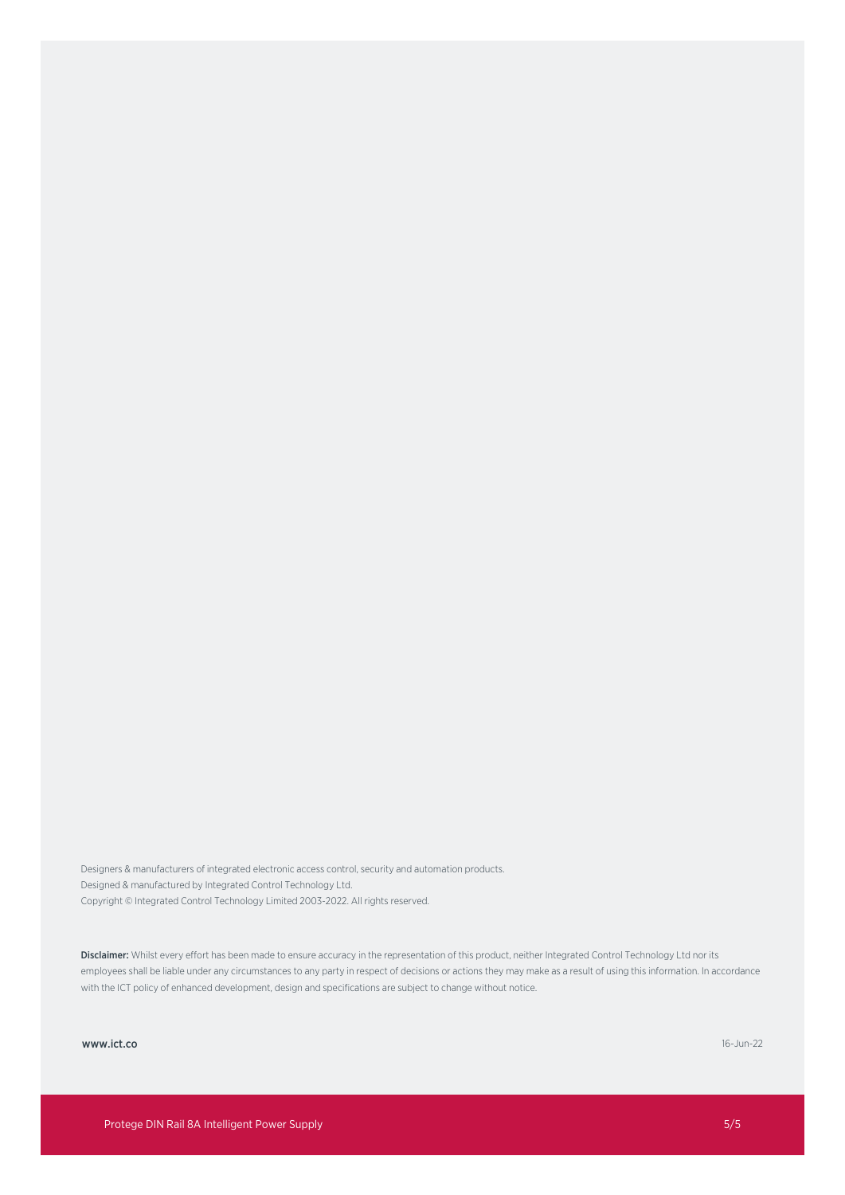Designers & manufacturers of integrated electronic access control, security and automation products.
Designed & manufactured by Integrated Control Technology Ltd.
Copyright © Integrated Control Technology Limited 2003-2022. All rights reserved.

**Disclaimer:** Whilst every effort has been made to ensure accuracy in the representation of this product, neither Integrated Control Technology Ltd nor its employees shall be liable under any circumstances to any party in respect of decisions or actions they may make as a result of using this information. In accordance with the ICT policy of enhanced development, design and specifications are subject to change without notice.

**www.ict.co**

16-Jun-22